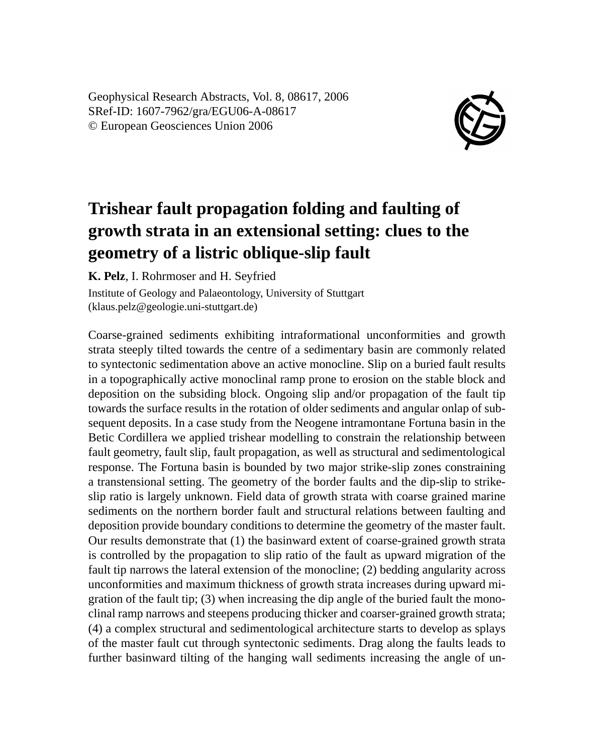Geophysical Research Abstracts, Vol. 8, 08617, 2006
SRef-ID: 1607-7962/gra/EGU06-A-08617
© European Geosciences Union 2006

# Trishear fault propagation folding and faulting of growth strata in an extensional setting: clues to the geometry of a listric oblique-slip fault

**K. Pelz**, I. Rohrmoser and H. Seyfried

Institute of Geology and Palaeontology, University of Stuttgart
(klaus.pelz@geologie.uni-stuttgart.de)

Coarse-grained sediments exhibiting intraformational unconformities and growth strata steeply tilted towards the centre of a sedimentary basin are commonly related to syntectonic sedimentation above an active monocline. Slip on a buried fault results in a topographically active monoclinal ramp prone to erosion on the stable block and deposition on the subsiding block. Ongoing slip and/or propagation of the fault tip towards the surface results in the rotation of older sediments and angular onlap of subsequent deposits. In a case study from the Neogene intramontane Fortuna basin in the Betic Cordillera we applied trishear modelling to constrain the relationship between fault geometry, fault slip, fault propagation, as well as structural and sedimentological response. The Fortuna basin is bounded by two major strike-slip zones constraining a transtensional setting. The geometry of the border faults and the dip-slip to strike-slip ratio is largely unknown. Field data of growth strata with coarse grained marine sediments on the northern border fault and structural relations between faulting and deposition provide boundary conditions to determine the geometry of the master fault. Our results demonstrate that (1) the basinward extent of coarse-grained growth strata is controlled by the propagation to slip ratio of the fault as upward migration of the fault tip narrows the lateral extension of the monocline; (2) bedding angularity across unconformities and maximum thickness of growth strata increases during upward migration of the fault tip; (3) when increasing the dip angle of the buried fault the monoclinal ramp narrows and steepens producing thicker and coarser-grained growth strata; (4) a complex structural and sedimentological architecture starts to develop as splays of the master fault cut through syntectonic sediments. Drag along the faults leads to further basinward tilting of the hanging wall sediments increasing the angle of un-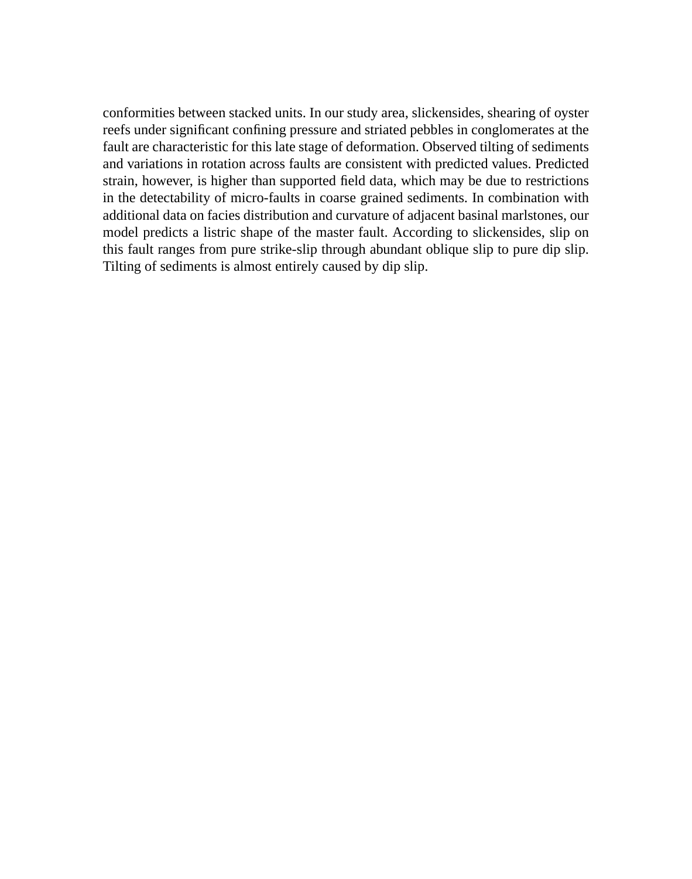conformities between stacked units. In our study area, slickensides, shearing of oyster reefs under significant confining pressure and striated pebbles in conglomerates at the fault are characteristic for this late stage of deformation. Observed tilting of sediments and variations in rotation across faults are consistent with predicted values. Predicted strain, however, is higher than supported field data, which may be due to restrictions in the detectability of micro-faults in coarse grained sediments. In combination with additional data on facies distribution and curvature of adjacent basinal marlstones, our model predicts a listric shape of the master fault. According to slickensides, slip on this fault ranges from pure strike-slip through abundant oblique slip to pure dip slip. Tilting of sediments is almost entirely caused by dip slip.